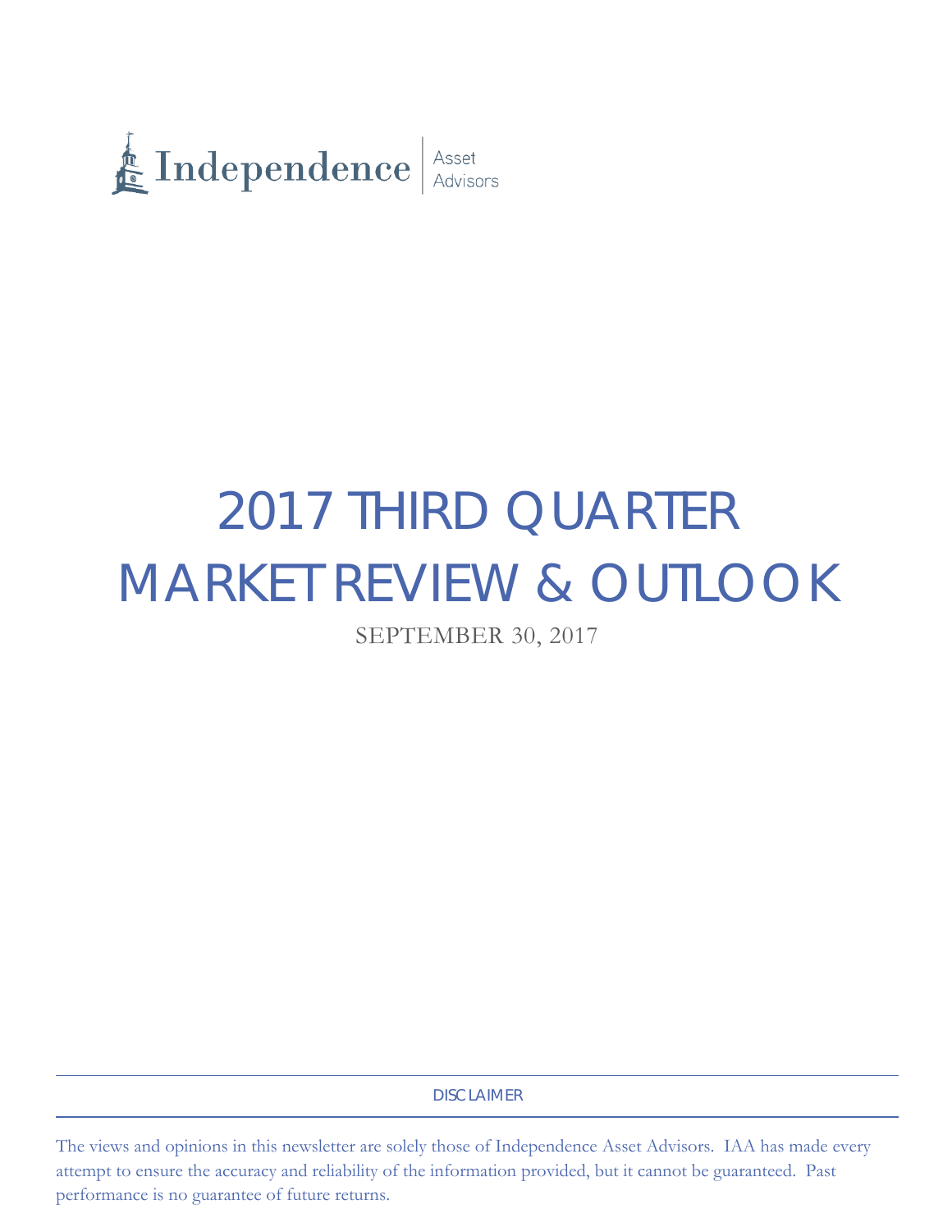Independence | Asset Advisors

# 2017 THIRD QUARTER MARKET REVIEW & OUTLOOK

SEPTEMBER 30, 2017

---

DISCLAIMER

---

The views and opinions in this newsletter are solely those of Independence Asset Advisors. IAA has made every attempt to ensure the accuracy and reliability of the information provided, but it cannot be guaranteed. Past performance is no guarantee of future returns.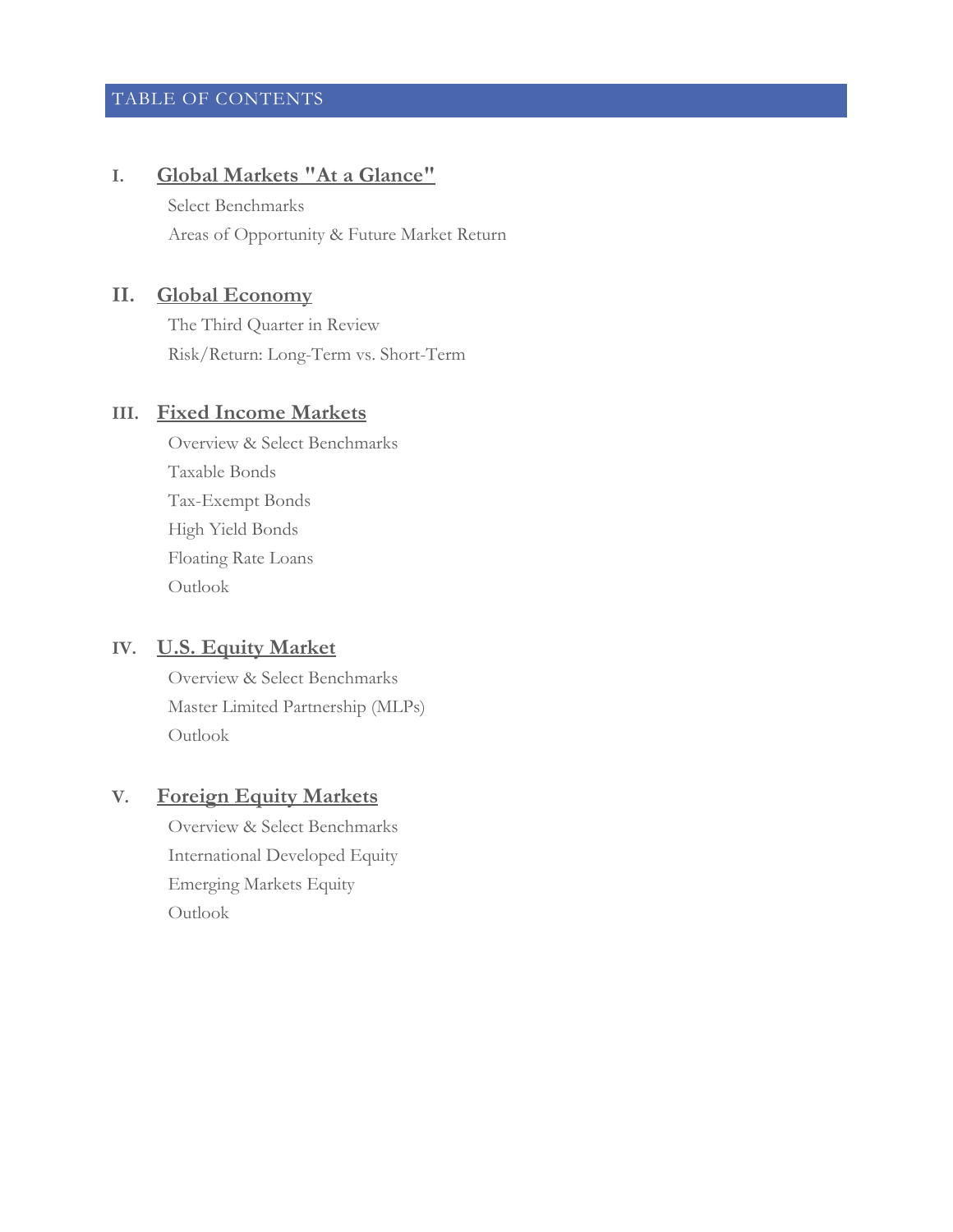# TABLE OF CONTENTS

## I. Global Markets "At a Glance"

- Select Benchmarks
- Areas of Opportunity & Future Market Return

## II. Global Economy

- The Third Quarter in Review
- Risk/Return: Long-Term vs. Short-Term

## III. Fixed Income Markets

- Overview & Select Benchmarks
- Taxable Bonds
- Tax-Exempt Bonds
- High Yield Bonds
- Floating Rate Loans
- Outlook

## IV. U.S. Equity Market

- Overview & Select Benchmarks
- Master Limited Partnership (MLPs)
- Outlook

## V. Foreign Equity Markets

- Overview & Select Benchmarks
- International Developed Equity
- Emerging Markets Equity
- Outlook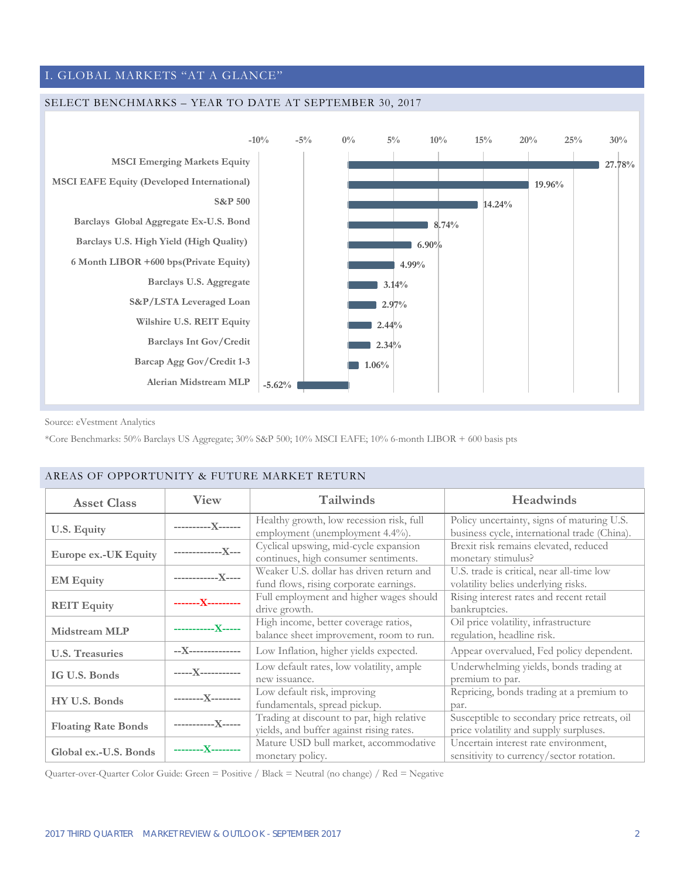# I. GLOBAL MARKETS "AT A GLANCE"

## SELECT BENCHMARKS – YEAR TO DATE AT SEPTEMBER 30, 2017

| Benchmark | YTD Return |
|---|---|
| MSCI Emerging Markets Equity | 27.78% |
| MSCI EAFE Equity (Developed International) | 19.96% |
| S&P 500 | 14.24% |
| Barclays Global Aggregate Ex-U.S. Bond | 8.74% |
| Barclays U.S. High Yield (High Quality) | 6.90% |
| 6 Month LIBOR +600 bps(Private Equity) | 4.99% |
| Barclays U.S. Aggregate | 3.14% |
| S&P/LSTA Leveraged Loan | 2.97% |
| Wilshire U.S. REIT Equity | 2.44% |
| Barclays Int Gov/Credit | 2.34% |
| Barcap Agg Gov/Credit 1-3 | 1.06% |
| Alerian Midstream MLP | -5.62% |

Source: eVestment Analytics

*Core Benchmarks: 50% Barclays US Aggregate; 30% S&P 500; 10% MSCI EAFE; 10% 6-month LIBOR + 600 basis pts

## AREAS OF OPPORTUNITY & FUTURE MARKET RETURN

| Asset Class | View | Tailwinds | Headwinds |
|---|---|---|---|
| U.S. Equity | ----------X------ | Healthy growth, low recession risk, full employment (unemployment 4.4%). | Policy uncertainty, signs of maturing U.S. business cycle, international trade (China). |
| Europe ex.-UK Equity | -------------X--- | Cyclical upswing, mid-cycle expansion continues, high consumer sentiments. | Brexit risk remains elevated, reduced monetary stimulus? |
| EM Equity | ------------X---- | Weaker U.S. dollar has driven return and fund flows, rising corporate earnings. | U.S. trade is critical, near all-time low volatility belies underlying risks. |
| REIT Equity | -------X--------- | Full employment and higher wages should drive growth. | Rising interest rates and recent retail bankruptcies. |
| Midstream MLP | -----------X----- | High income, better coverage ratios, balance sheet improvement, room to run. | Oil price volatility, infrastructure regulation, headline risk. |
| U.S. Treasuries | --X-------------- | Low Inflation, higher yields expected. | Appear overvalued, Fed policy dependent. |
| IG U.S. Bonds | -----X----------- | Low default rates, low volatility, ample new issuance. | Underwhelming yields, bonds trading at premium to par. |
| HY U.S. Bonds | --------X-------- | Low default risk, improving fundamentals, spread pickup. | Repricing, bonds trading at a premium to par. |
| Floating Rate Bonds | -----------X----- | Trading at discount to par, high relative yields, and buffer against rising rates. | Susceptible to secondary price retreats, oil price volatility and supply surpluses. |
| Global ex.-U.S. Bonds | --------X-------- | Mature USD bull market, accommodative monetary policy. | Uncertain interest rate environment, sensitivity to currency/sector rotation. |

Quarter-over-Quarter Color Guide: Green = Positive / Black = Neutral (no change) / Red = Negative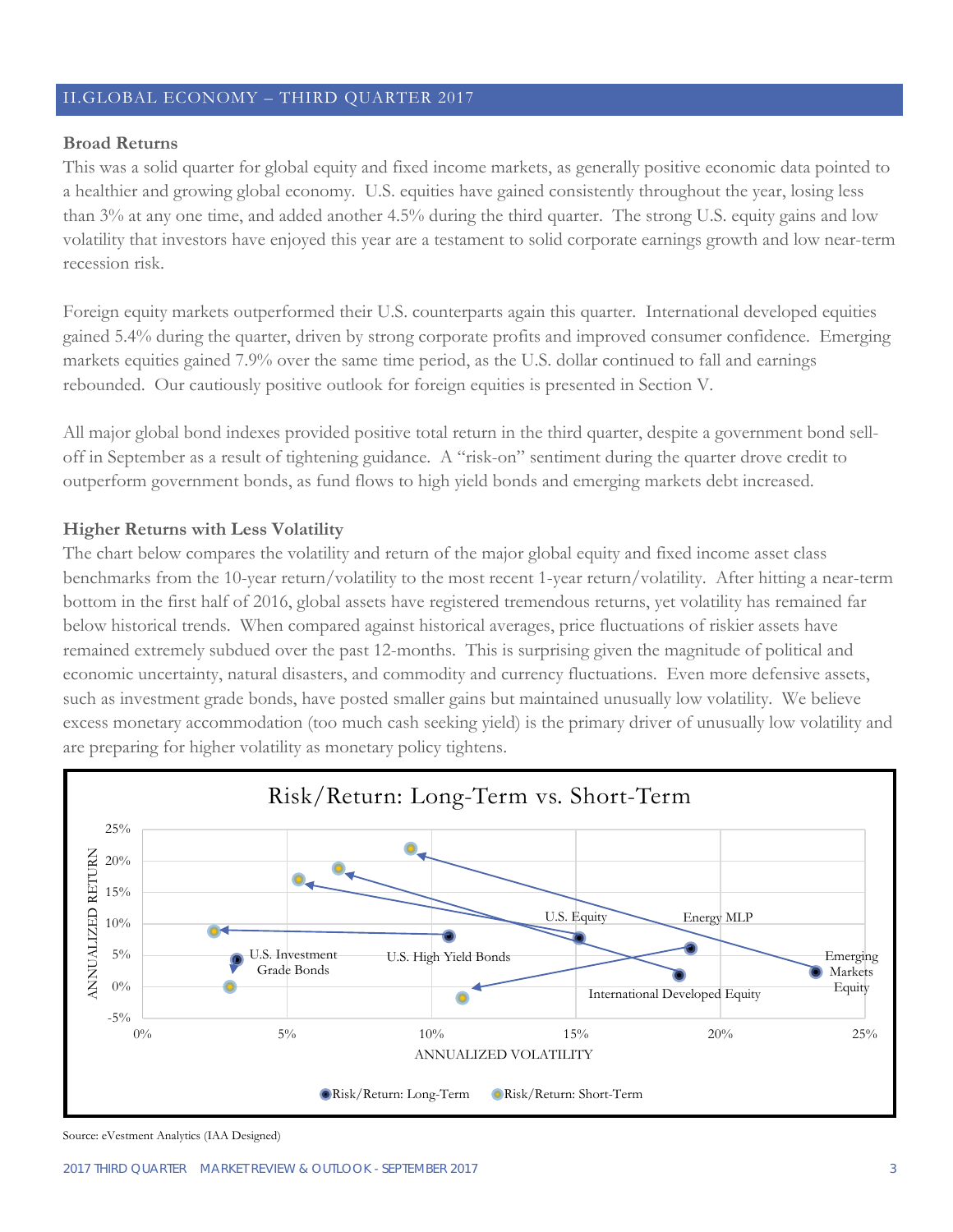## II.GLOBAL ECONOMY – THIRD QUARTER 2017

**Broad Returns**

This was a solid quarter for global equity and fixed income markets, as generally positive economic data pointed to a healthier and growing global economy. U.S. equities have gained consistently throughout the year, losing less than 3% at any one time, and added another 4.5% during the third quarter. The strong U.S. equity gains and low volatility that investors have enjoyed this year are a testament to solid corporate earnings growth and low near-term recession risk.

Foreign equity markets outperformed their U.S. counterparts again this quarter. International developed equities gained 5.4% during the quarter, driven by strong corporate profits and improved consumer confidence. Emerging markets equities gained 7.9% over the same time period, as the U.S. dollar continued to fall and earnings rebounded. Our cautiously positive outlook for foreign equities is presented in Section V.

All major global bond indexes provided positive total return in the third quarter, despite a government bond sell-off in September as a result of tightening guidance. A "risk-on" sentiment during the quarter drove credit to outperform government bonds, as fund flows to high yield bonds and emerging markets debt increased.

**Higher Returns with Less Volatility**

The chart below compares the volatility and return of the major global equity and fixed income asset class benchmarks from the 10-year return/volatility to the most recent 1-year return/volatility. After hitting a near-term bottom in the first half of 2016, global assets have registered tremendous returns, yet volatility has remained far below historical trends. When compared against historical averages, price fluctuations of riskier assets have remained extremely subdued over the past 12-months. This is surprising given the magnitude of political and economic uncertainty, natural disasters, and commodity and currency fluctuations. Even more defensive assets, such as investment grade bonds, have posted smaller gains but maintained unusually low volatility. We believe excess monetary accommodation (too much cash seeking yield) is the primary driver of unusually low volatility and are preparing for higher volatility as monetary policy tightens.

**Risk/Return: Long-Term vs. Short-Term**

(Chart: Annualized Return vs. Annualized Volatility; series: Risk/Return: Long-Term, Risk/Return: Short-Term; labels: U.S. Investment Grade Bonds, U.S. High Yield Bonds, U.S. Equity, Energy MLP, International Developed Equity, Emerging Markets Equity)

Source: eVestment Analytics (IAA Designed)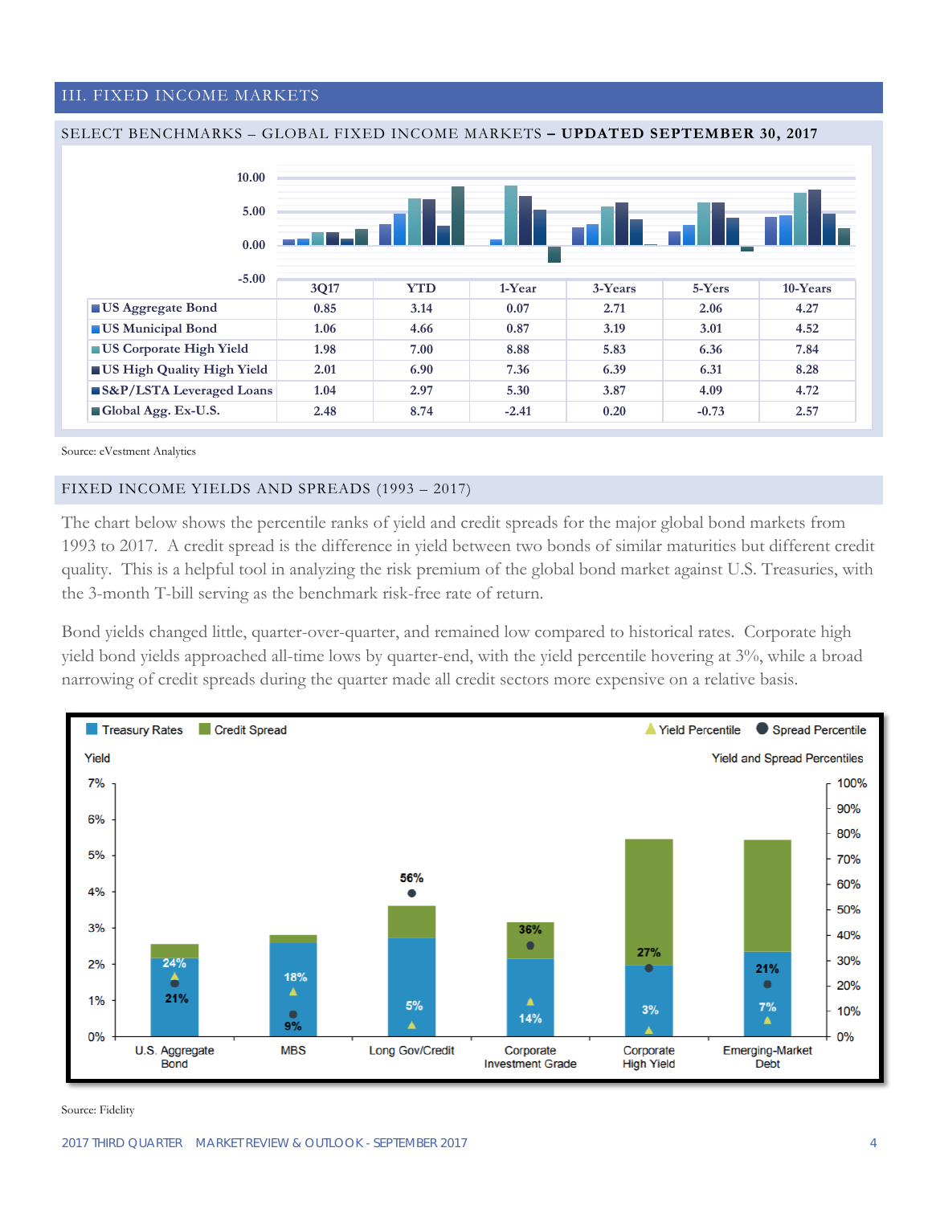## III. FIXED INCOME MARKETS

### SELECT BENCHMARKS – GLOBAL FIXED INCOME MARKETS – UPDATED SEPTEMBER 30, 2017

| | 3Q17 | YTD | 1-Year | 3-Years | 5-Yers | 10-Years |
|---|---|---|---|---|---|---|
| US Aggregate Bond | 0.85 | 3.14 | 0.07 | 2.71 | 2.06 | 4.27 |
| US Municipal Bond | 1.06 | 4.66 | 0.87 | 3.19 | 3.01 | 4.52 |
| US Corporate High Yield | 1.98 | 7.00 | 8.88 | 5.83 | 6.36 | 7.84 |
| US High Quality High Yield | 2.01 | 6.90 | 7.36 | 6.39 | 6.31 | 8.28 |
| S&P/LSTA Leveraged Loans | 1.04 | 2.97 | 5.30 | 3.87 | 4.09 | 4.72 |
| Global Agg. Ex-U.S. | 2.48 | 8.74 | -2.41 | 0.20 | -0.73 | 2.57 |

Source: eVestment Analytics

### FIXED INCOME YIELDS AND SPREADS (1993 – 2017)

The chart below shows the percentile ranks of yield and credit spreads for the major global bond markets from 1993 to 2017. A credit spread is the difference in yield between two bonds of similar maturities but different credit quality. This is a helpful tool in analyzing the risk premium of the global bond market against U.S. Treasuries, with the 3-month T-bill serving as the benchmark risk-free rate of return.

Bond yields changed little, quarter-over-quarter, and remained low compared to historical rates. Corporate high yield bond yields approached all-time lows by quarter-end, with the yield percentile hovering at 3%, while a broad narrowing of credit spreads during the quarter made all credit sectors more expensive on a relative basis.

| | Yield Percentile | Spread Percentile |
|---|---|---|
| U.S. Aggregate Bond | 24% | 21% |
| MBS | 18% | 9% |
| Long Gov/Credit | 5% | 56% |
| Corporate Investment Grade | 14% | 36% |
| Corporate High Yield | 3% | 27% |
| Emerging-Market Debt | 7% | 21% |

Source: Fidelity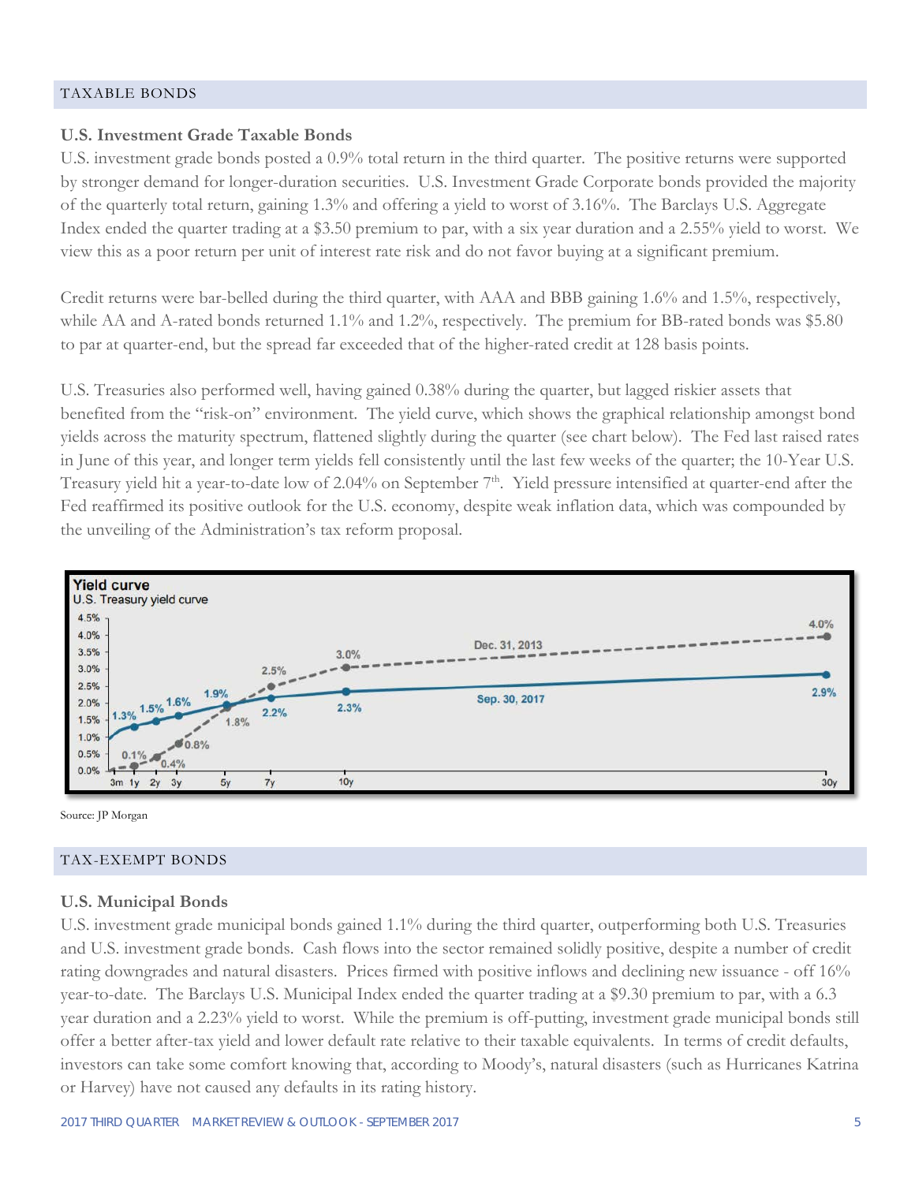## TAXABLE BONDS

### U.S. Investment Grade Taxable Bonds

U.S. investment grade bonds posted a 0.9% total return in the third quarter. The positive returns were supported by stronger demand for longer-duration securities. U.S. Investment Grade Corporate bonds provided the majority of the quarterly total return, gaining 1.3% and offering a yield to worst of 3.16%. The Barclays U.S. Aggregate Index ended the quarter trading at a $3.50 premium to par, with a six year duration and a 2.55% yield to worst. We view this as a poor return per unit of interest rate risk and do not favor buying at a significant premium.

Credit returns were bar-belled during the third quarter, with AAA and BBB gaining 1.6% and 1.5%, respectively, while AA and A-rated bonds returned 1.1% and 1.2%, respectively. The premium for BB-rated bonds was $5.80 to par at quarter-end, but the spread far exceeded that of the higher-rated credit at 128 basis points.

U.S. Treasuries also performed well, having gained 0.38% during the quarter, but lagged riskier assets that benefited from the "risk-on" environment. The yield curve, which shows the graphical relationship amongst bond yields across the maturity spectrum, flattened slightly during the quarter (see chart below). The Fed last raised rates in June of this year, and longer term yields fell consistently until the last few weeks of the quarter; the 10-Year U.S. Treasury yield hit a year-to-date low of 2.04% on September 7th. Yield pressure intensified at quarter-end after the Fed reaffirmed its positive outlook for the U.S. economy, despite weak inflation data, which was compounded by the unveiling of the Administration's tax reform proposal.

**Yield curve**
U.S. Treasury yield curve

| Maturity | Dec. 31, 2013 | Sep. 30, 2017 |
|---|---|---|
| 1y | 0.1% | 1.3% |
| 2y | 0.4% | 1.5% |
| 3y | 0.8% | 1.6% |
| 5y | 1.8% | 1.9% |
| 7y | 2.5% | 2.2% |
| 10y | 3.0% | 2.3% |
| 30y | 4.0% | 2.9% |

Source: JP Morgan

## TAX-EXEMPT BONDS

### U.S. Municipal Bonds

U.S. investment grade municipal bonds gained 1.1% during the third quarter, outperforming both U.S. Treasuries and U.S. investment grade bonds. Cash flows into the sector remained solidly positive, despite a number of credit rating downgrades and natural disasters. Prices firmed with positive inflows and declining new issuance - off 16% year-to-date. The Barclays U.S. Municipal Index ended the quarter trading at a $9.30 premium to par, with a 6.3 year duration and a 2.23% yield to worst. While the premium is off-putting, investment grade municipal bonds still offer a better after-tax yield and lower default rate relative to their taxable equivalents. In terms of credit defaults, investors can take some comfort knowing that, according to Moody's, natural disasters (such as Hurricanes Katrina or Harvey) have not caused any defaults in its rating history.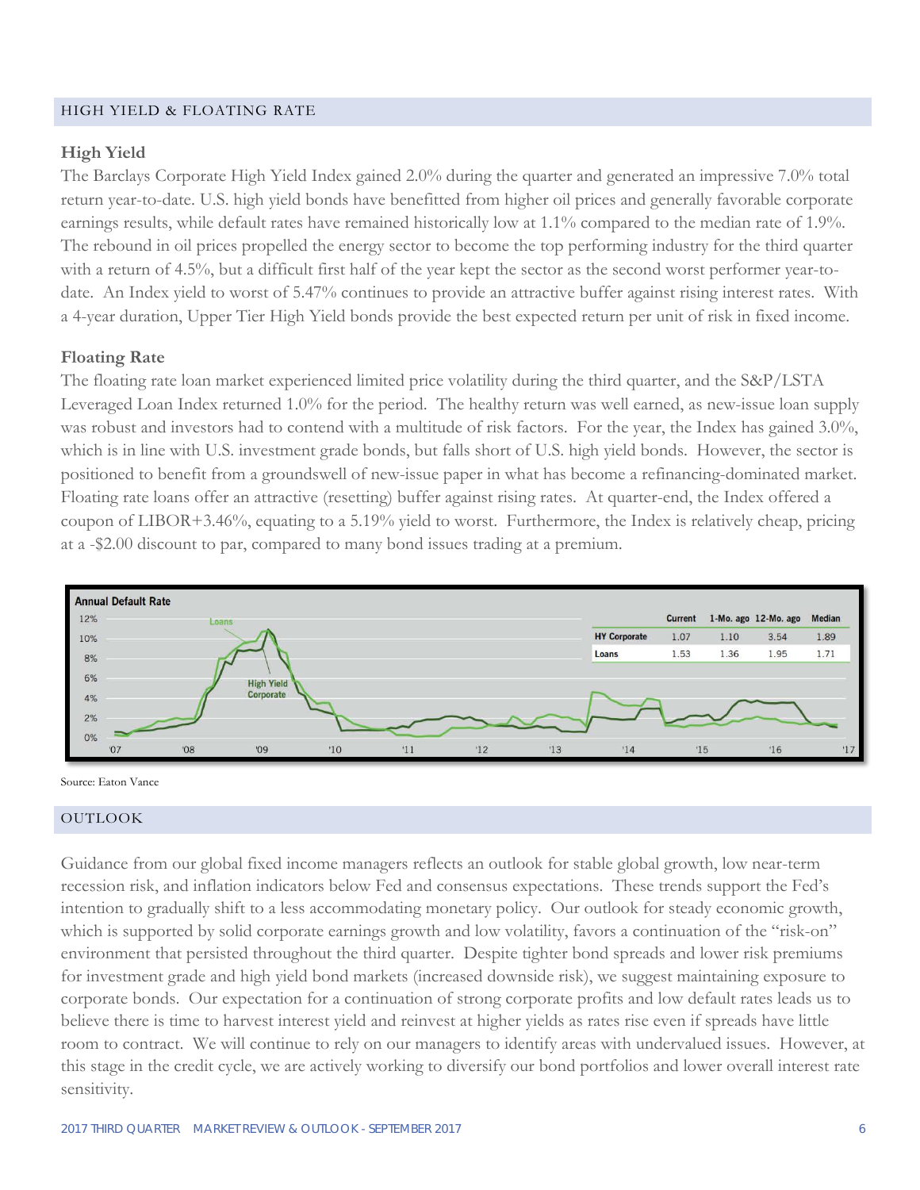## HIGH YIELD & FLOATING RATE

### High Yield

The Barclays Corporate High Yield Index gained 2.0% during the quarter and generated an impressive 7.0% total return year-to-date. U.S. high yield bonds have benefitted from higher oil prices and generally favorable corporate earnings results, while default rates have remained historically low at 1.1% compared to the median rate of 1.9%. The rebound in oil prices propelled the energy sector to become the top performing industry for the third quarter with a return of 4.5%, but a difficult first half of the year kept the sector as the second worst performer year-to-date. An Index yield to worst of 5.47% continues to provide an attractive buffer against rising interest rates. With a 4-year duration, Upper Tier High Yield bonds provide the best expected return per unit of risk in fixed income.

### Floating Rate

The floating rate loan market experienced limited price volatility during the third quarter, and the S&P/LSTA Leveraged Loan Index returned 1.0% for the period. The healthy return was well earned, as new-issue loan supply was robust and investors had to contend with a multitude of risk factors. For the year, the Index has gained 3.0%, which is in line with U.S. investment grade bonds, but falls short of U.S. high yield bonds. However, the sector is positioned to benefit from a groundswell of new-issue paper in what has become a refinancing-dominated market. Floating rate loans offer an attractive (resetting) buffer against rising rates. At quarter-end, the Index offered a coupon of LIBOR+3.46%, equating to a 5.19% yield to worst. Furthermore, the Index is relatively cheap, pricing at a -$2.00 discount to par, compared to many bond issues trading at a premium.

**Annual Default Rate**

| | Current | 1-Mo. ago | 12-Mo. ago | Median |
|---|---|---|---|---|
| HY Corporate | 1.07 | 1.10 | 3.54 | 1.89 |
| Loans | 1.53 | 1.36 | 1.95 | 1.71 |

Source: Eaton Vance

## OUTLOOK

Guidance from our global fixed income managers reflects an outlook for stable global growth, low near-term recession risk, and inflation indicators below Fed and consensus expectations. These trends support the Fed's intention to gradually shift to a less accommodating monetary policy. Our outlook for steady economic growth, which is supported by solid corporate earnings growth and low volatility, favors a continuation of the "risk-on" environment that persisted throughout the third quarter. Despite tighter bond spreads and lower risk premiums for investment grade and high yield bond markets (increased downside risk), we suggest maintaining exposure to corporate bonds. Our expectation for a continuation of strong corporate profits and low default rates leads us to believe there is time to harvest interest yield and reinvest at higher yields as rates rise even if spreads have little room to contract. We will continue to rely on our managers to identify areas with undervalued issues. However, at this stage in the credit cycle, we are actively working to diversify our bond portfolios and lower overall interest rate sensitivity.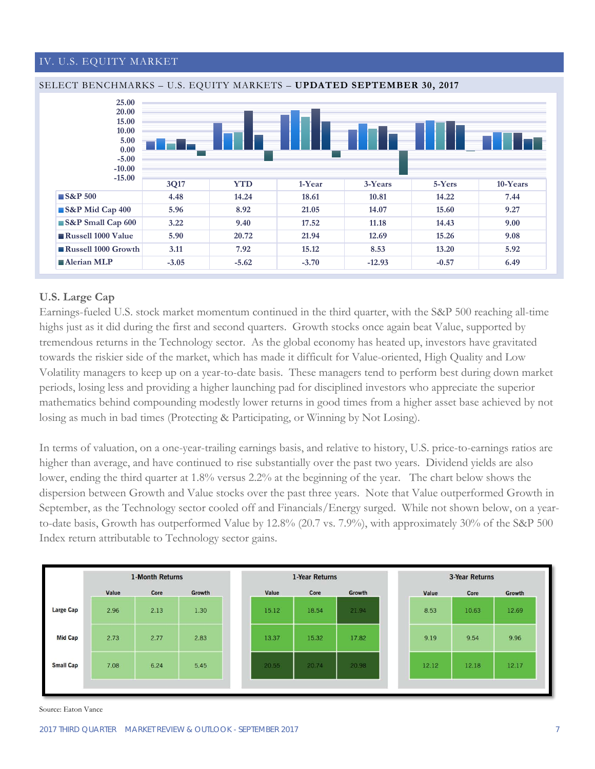## IV. U.S. EQUITY MARKET

### SELECT BENCHMARKS – U.S. EQUITY MARKETS – **UPDATED SEPTEMBER 30, 2017**

| | 3Q17 | YTD | 1-Year | 3-Years | 5-Yers | 10-Years |
|---|---|---|---|---|---|---|
| S&P 500 | 4.48 | 14.24 | 18.61 | 10.81 | 14.22 | 7.44 |
| S&P Mid Cap 400 | 5.96 | 8.92 | 21.05 | 14.07 | 15.60 | 9.27 |
| S&P Small Cap 600 | 3.22 | 9.40 | 17.52 | 11.18 | 14.43 | 9.00 |
| Russell 1000 Value | 5.90 | 20.72 | 21.94 | 12.69 | 15.26 | 9.08 |
| Russell 1000 Growth | 3.11 | 7.92 | 15.12 | 8.53 | 13.20 | 5.92 |
| Alerian MLP | -3.05 | -5.62 | -3.70 | -12.93 | -0.57 | 6.49 |

### U.S. Large Cap

Earnings-fueled U.S. stock market momentum continued in the third quarter, with the S&P 500 reaching all-time highs just as it did during the first and second quarters. Growth stocks once again beat Value, supported by tremendous returns in the Technology sector. As the global economy has heated up, investors have gravitated towards the riskier side of the market, which has made it difficult for Value-oriented, High Quality and Low Volatility managers to keep up on a year-to-date basis. These managers tend to perform best during down market periods, losing less and providing a higher launching pad for disciplined investors who appreciate the superior mathematics behind compounding modestly lower returns in good times from a higher asset base achieved by not losing as much in bad times (Protecting & Participating, or Winning by Not Losing).

In terms of valuation, on a one-year-trailing earnings basis, and relative to history, U.S. price-to-earnings ratios are higher than average, and have continued to rise substantially over the past two years. Dividend yields are also lower, ending the third quarter at 1.8% versus 2.2% at the beginning of the year. The chart below shows the dispersion between Growth and Value stocks over the past three years. Note that Value outperformed Growth in September, as the Technology sector cooled off and Financials/Energy surged. While not shown below, on a year-to-date basis, Growth has outperformed Value by 12.8% (20.7 vs. 7.9%), with approximately 30% of the S&P 500 Index return attributable to Technology sector gains.

| | 1-Month Returns | | | 1-Year Returns | | | 3-Year Returns | | |
|---|---|---|---|---|---|---|---|---|---|
| | Value | Core | Growth | Value | Core | Growth | Value | Core | Growth |
| Large Cap | 2.96 | 2.13 | 1.30 | 15.12 | 18.54 | 21.94 | 8.53 | 10.63 | 12.69 |
| Mid Cap | 2.73 | 2.77 | 2.83 | 13.37 | 15.32 | 17.82 | 9.19 | 9.54 | 9.96 |
| Small Cap | 7.08 | 6.24 | 5.45 | 20.55 | 20.74 | 20.98 | 12.12 | 12.18 | 12.17 |

Source: Eaton Vance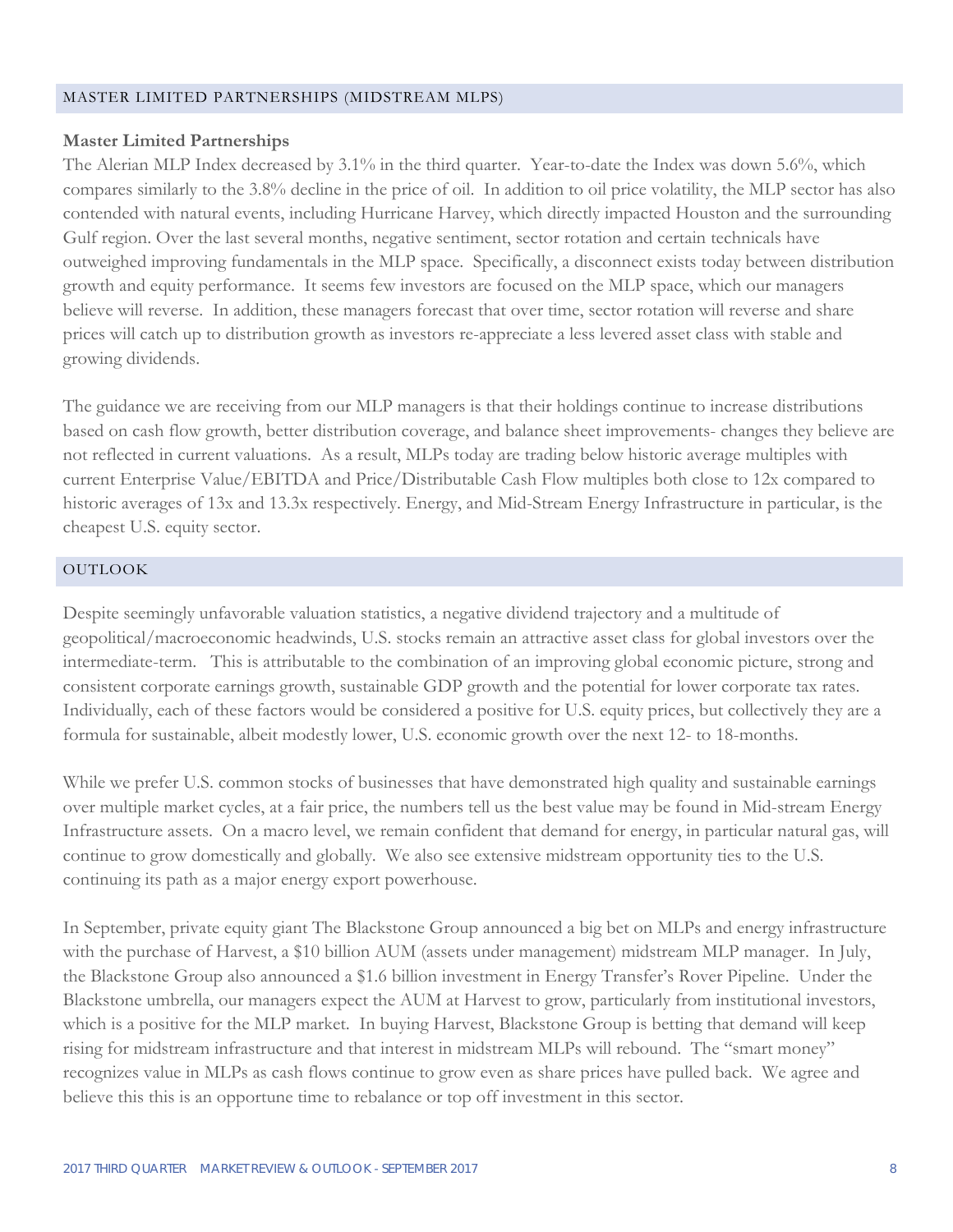## MASTER LIMITED PARTNERSHIPS (MIDSTREAM MLPS)

**Master Limited Partnerships**

The Alerian MLP Index decreased by 3.1% in the third quarter. Year-to-date the Index was down 5.6%, which compares similarly to the 3.8% decline in the price of oil. In addition to oil price volatility, the MLP sector has also contended with natural events, including Hurricane Harvey, which directly impacted Houston and the surrounding Gulf region. Over the last several months, negative sentiment, sector rotation and certain technicals have outweighed improving fundamentals in the MLP space. Specifically, a disconnect exists today between distribution growth and equity performance. It seems few investors are focused on the MLP space, which our managers believe will reverse. In addition, these managers forecast that over time, sector rotation will reverse and share prices will catch up to distribution growth as investors re-appreciate a less levered asset class with stable and growing dividends.

The guidance we are receiving from our MLP managers is that their holdings continue to increase distributions based on cash flow growth, better distribution coverage, and balance sheet improvements- changes they believe are not reflected in current valuations. As a result, MLPs today are trading below historic average multiples with current Enterprise Value/EBITDA and Price/Distributable Cash Flow multiples both close to 12x compared to historic averages of 13x and 13.3x respectively. Energy, and Mid-Stream Energy Infrastructure in particular, is the cheapest U.S. equity sector.

## OUTLOOK

Despite seemingly unfavorable valuation statistics, a negative dividend trajectory and a multitude of geopolitical/macroeconomic headwinds, U.S. stocks remain an attractive asset class for global investors over the intermediate-term. This is attributable to the combination of an improving global economic picture, strong and consistent corporate earnings growth, sustainable GDP growth and the potential for lower corporate tax rates. Individually, each of these factors would be considered a positive for U.S. equity prices, but collectively they are a formula for sustainable, albeit modestly lower, U.S. economic growth over the next 12- to 18-months.

While we prefer U.S. common stocks of businesses that have demonstrated high quality and sustainable earnings over multiple market cycles, at a fair price, the numbers tell us the best value may be found in Mid-stream Energy Infrastructure assets. On a macro level, we remain confident that demand for energy, in particular natural gas, will continue to grow domestically and globally. We also see extensive midstream opportunity ties to the U.S. continuing its path as a major energy export powerhouse.

In September, private equity giant The Blackstone Group announced a big bet on MLPs and energy infrastructure with the purchase of Harvest, a $10 billion AUM (assets under management) midstream MLP manager. In July, the Blackstone Group also announced a $1.6 billion investment in Energy Transfer's Rover Pipeline. Under the Blackstone umbrella, our managers expect the AUM at Harvest to grow, particularly from institutional investors, which is a positive for the MLP market. In buying Harvest, Blackstone Group is betting that demand will keep rising for midstream infrastructure and that interest in midstream MLPs will rebound. The "smart money" recognizes value in MLPs as cash flows continue to grow even as share prices have pulled back. We agree and believe this this is an opportune time to rebalance or top off investment in this sector.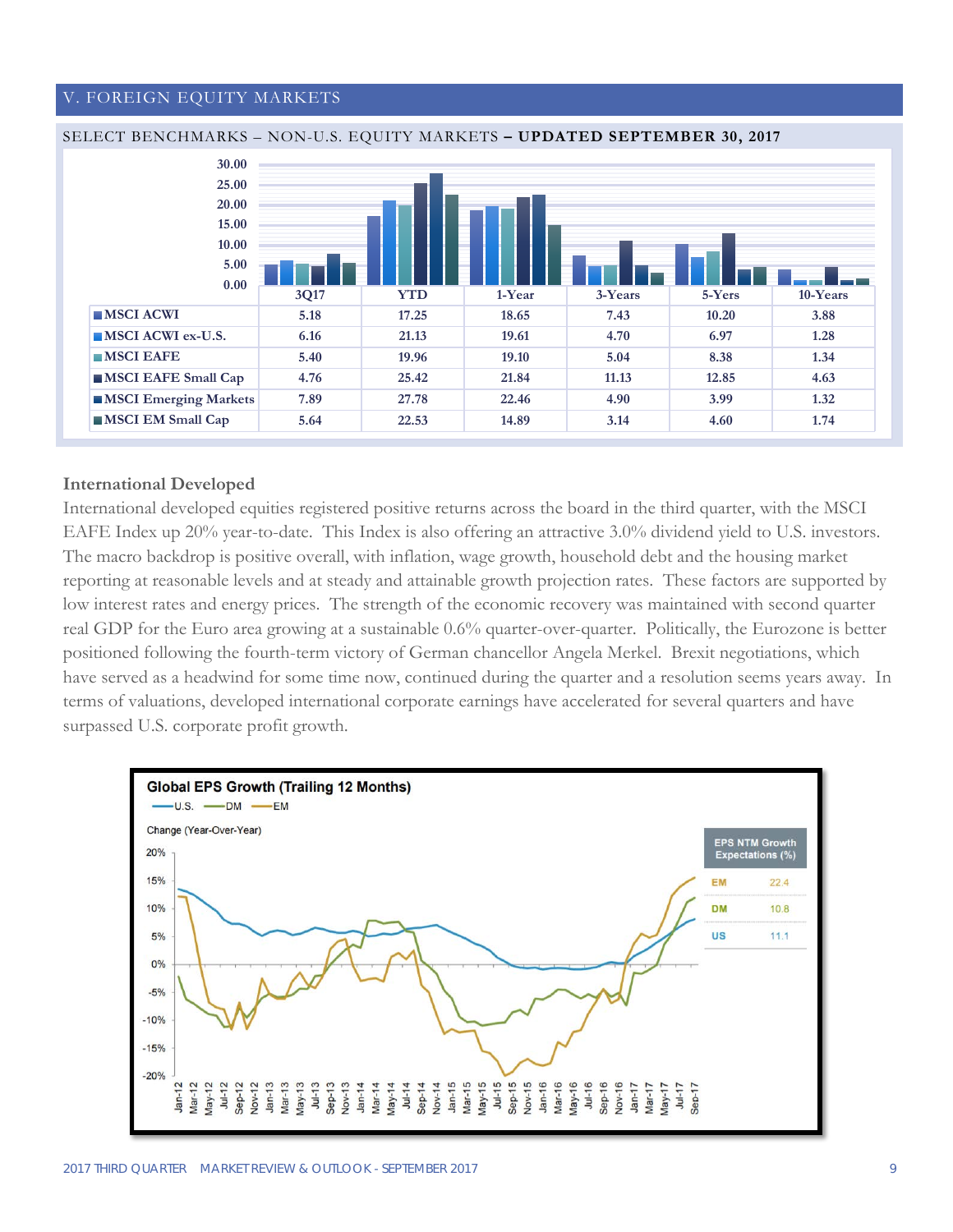## V. FOREIGN EQUITY MARKETS

SELECT BENCHMARKS – NON-U.S. EQUITY MARKETS – **UPDATED SEPTEMBER 30, 2017**

| | 3Q17 | YTD | 1-Year | 3-Years | 5-Yers | 10-Years |
|---|---|---|---|---|---|---|
| MSCI ACWI | 5.18 | 17.25 | 18.65 | 7.43 | 10.20 | 3.88 |
| MSCI ACWI ex-U.S. | 6.16 | 21.13 | 19.61 | 4.70 | 6.97 | 1.28 |
| MSCI EAFE | 5.40 | 19.96 | 19.10 | 5.04 | 8.38 | 1.34 |
| MSCI EAFE Small Cap | 4.76 | 25.42 | 21.84 | 11.13 | 12.85 | 4.63 |
| MSCI Emerging Markets | 7.89 | 27.78 | 22.46 | 4.90 | 3.99 | 1.32 |
| MSCI EM Small Cap | 5.64 | 22.53 | 14.89 | 3.14 | 4.60 | 1.74 |

### International Developed

International developed equities registered positive returns across the board in the third quarter, with the MSCI EAFE Index up 20% year-to-date. This Index is also offering an attractive 3.0% dividend yield to U.S. investors. The macro backdrop is positive overall, with inflation, wage growth, household debt and the housing market reporting at reasonable levels and at steady and attainable growth projection rates. These factors are supported by low interest rates and energy prices. The strength of the economic recovery was maintained with second quarter real GDP for the Euro area growing at a sustainable 0.6% quarter-over-quarter. Politically, the Eurozone is better positioned following the fourth-term victory of German chancellor Angela Merkel. Brexit negotiations, which have served as a headwind for some time now, continued during the quarter and a resolution seems years away. In terms of valuations, developed international corporate earnings have accelerated for several quarters and have surpassed U.S. corporate profit growth.

**Global EPS Growth (Trailing 12 Months)**

| EPS NTM Growth Expectations (%) | |
|---|---|
| EM | 22.4 |
| DM | 10.8 |
| US | 11.1 |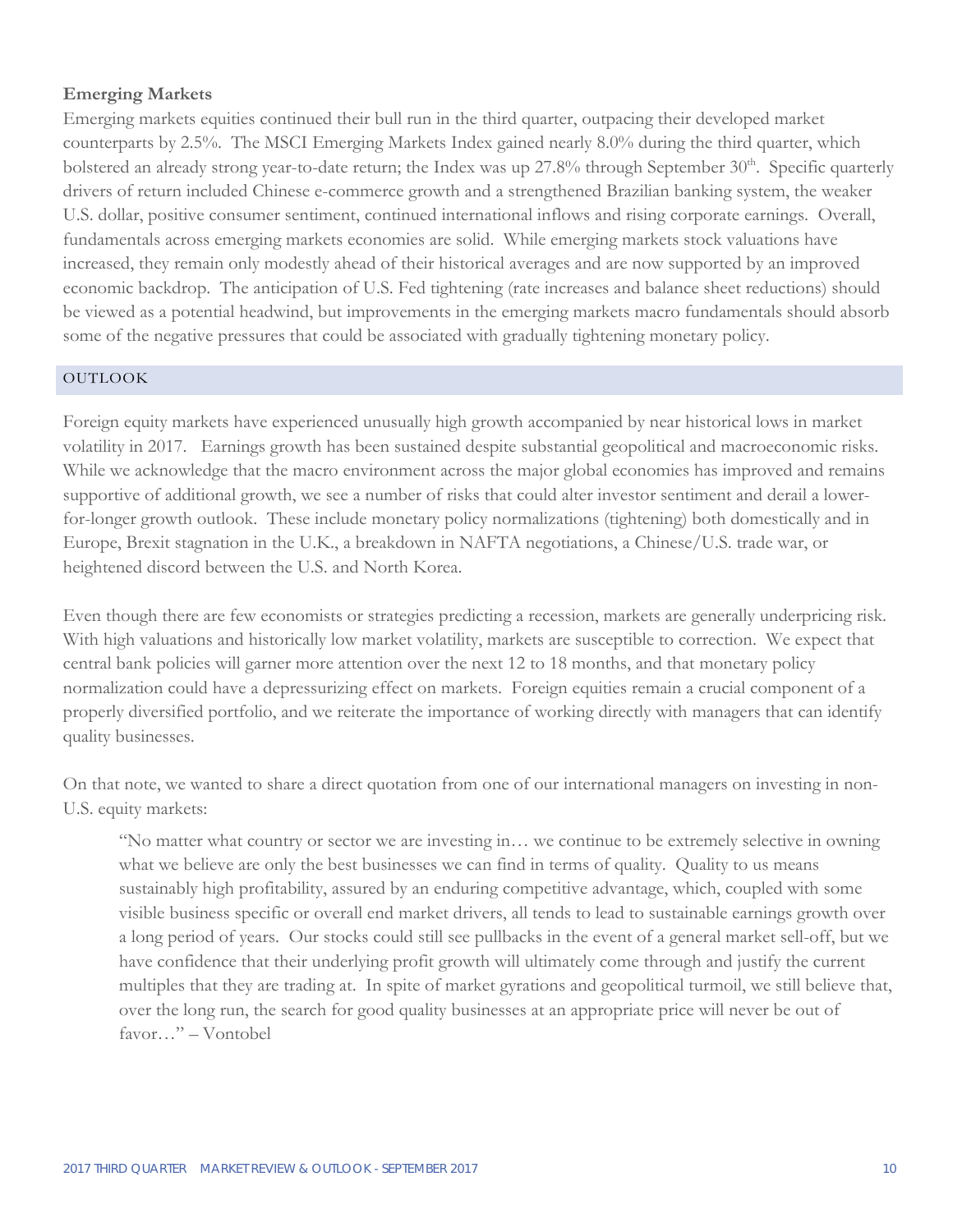### Emerging Markets

Emerging markets equities continued their bull run in the third quarter, outpacing their developed market counterparts by 2.5%. The MSCI Emerging Markets Index gained nearly 8.0% during the third quarter, which bolstered an already strong year-to-date return; the Index was up 27.8% through September 30th. Specific quarterly drivers of return included Chinese e-commerce growth and a strengthened Brazilian banking system, the weaker U.S. dollar, positive consumer sentiment, continued international inflows and rising corporate earnings. Overall, fundamentals across emerging markets economies are solid. While emerging markets stock valuations have increased, they remain only modestly ahead of their historical averages and are now supported by an improved economic backdrop. The anticipation of U.S. Fed tightening (rate increases and balance sheet reductions) should be viewed as a potential headwind, but improvements in the emerging markets macro fundamentals should absorb some of the negative pressures that could be associated with gradually tightening monetary policy.

## OUTLOOK

Foreign equity markets have experienced unusually high growth accompanied by near historical lows in market volatility in 2017. Earnings growth has been sustained despite substantial geopolitical and macroeconomic risks. While we acknowledge that the macro environment across the major global economies has improved and remains supportive of additional growth, we see a number of risks that could alter investor sentiment and derail a lower-for-longer growth outlook. These include monetary policy normalizations (tightening) both domestically and in Europe, Brexit stagnation in the U.K., a breakdown in NAFTA negotiations, a Chinese/U.S. trade war, or heightened discord between the U.S. and North Korea.

Even though there are few economists or strategies predicting a recession, markets are generally underpricing risk. With high valuations and historically low market volatility, markets are susceptible to correction. We expect that central bank policies will garner more attention over the next 12 to 18 months, and that monetary policy normalization could have a depressurizing effect on markets. Foreign equities remain a crucial component of a properly diversified portfolio, and we reiterate the importance of working directly with managers that can identify quality businesses.

On that note, we wanted to share a direct quotation from one of our international managers on investing in non-U.S. equity markets:

> "No matter what country or sector we are investing in… we continue to be extremely selective in owning what we believe are only the best businesses we can find in terms of quality. Quality to us means sustainably high profitability, assured by an enduring competitive advantage, which, coupled with some visible business specific or overall end market drivers, all tends to lead to sustainable earnings growth over a long period of years. Our stocks could still see pullbacks in the event of a general market sell-off, but we have confidence that their underlying profit growth will ultimately come through and justify the current multiples that they are trading at. In spite of market gyrations and geopolitical turmoil, we still believe that, over the long run, the search for good quality businesses at an appropriate price will never be out of favor…" – Vontobel